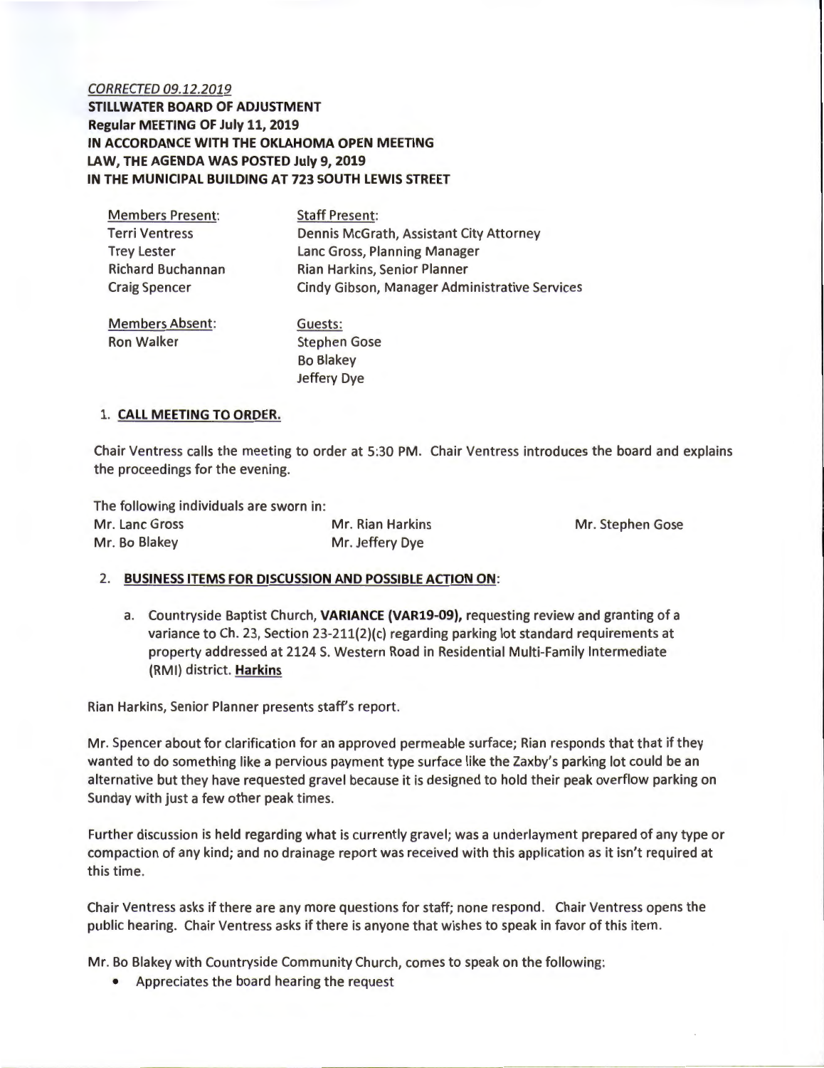*CORRECTED 09.12.2019*

**STILLWATER BOARD OF ADJUSTMENT**
**Regular MEETING OF July 11, 2019**
**IN ACCORDANCE WITH THE OKLAHOMA OPEN MEETING LAW, THE AGENDA WAS POSTED July 9, 2019**
**IN THE MUNICIPAL BUILDING AT 723 SOUTH LEWIS STREET**

| Members Present: | Staff Present: |
|---|---|
| Terri Ventress | Dennis McGrath, Assistant City Attorney |
| Trey Lester | Lanc Gross, Planning Manager |
| Richard Buchannan | Rian Harkins, Senior Planner |
| Craig Spencer | Cindy Gibson, Manager Administrative Services |
| | |
| Members Absent: | Guests: |
| Ron Walker | Stephen Gose |
| | Bo Blakey |
| | Jeffery Dye |

1. **CALL MEETING TO ORDER.**

Chair Ventress calls the meeting to order at 5:30 PM. Chair Ventress introduces the board and explains the proceedings for the evening.

The following individuals are sworn in:

| | | |
|---|---|---|
| Mr. Lanc Gross | Mr. Rian Harkins | Mr. Stephen Gose |
| Mr. Bo Blakey | Mr. Jeffery Dye | |

2. **BUSINESS ITEMS FOR DISCUSSION AND POSSIBLE ACTION ON:**

   a. Countryside Baptist Church, **VARIANCE (VAR19-09),** requesting review and granting of a variance to Ch. 23, Section 23-211(2)(c) regarding parking lot standard requirements at property addressed at 2124 S. Western Road in Residential Multi-Family Intermediate (RMI) district. **Harkins**

Rian Harkins, Senior Planner presents staff's report.

Mr. Spencer about for clarification for an approved permeable surface; Rian responds that that if they wanted to do something like a pervious payment type surface like the Zaxby's parking lot could be an alternative but they have requested gravel because it is designed to hold their peak overflow parking on Sunday with just a few other peak times.

Further discussion is held regarding what is currently gravel; was a underlayment prepared of any type or compaction of any kind; and no drainage report was received with this application as it isn't required at this time.

Chair Ventress asks if there are any more questions for staff; none respond. Chair Ventress opens the public hearing. Chair Ventress asks if there is anyone that wishes to speak in favor of this item.

Mr. Bo Blakey with Countryside Community Church, comes to speak on the following:

- Appreciates the board hearing the request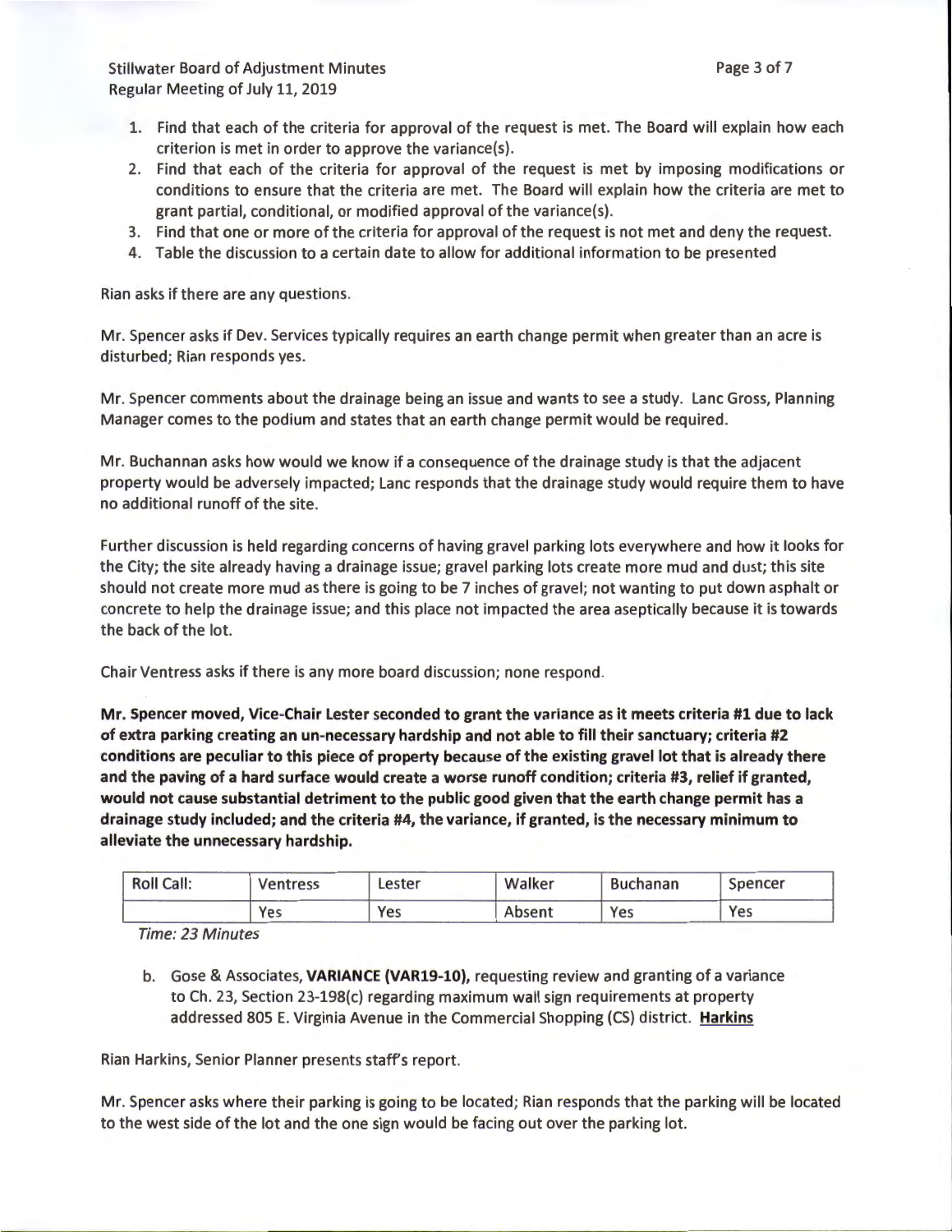1. Find that each of the criteria for approval of the request is met. The Board will explain how each criterion is met in order to approve the variance(s).
2. Find that each of the criteria for approval of the request is met by imposing modifications or conditions to ensure that the criteria are met. The Board will explain how the criteria are met to grant partial, conditional, or modified approval of the variance(s).
3. Find that one or more of the criteria for approval of the request is not met and deny the request.
4. Table the discussion to a certain date to allow for additional information to be presented

Rian asks if there are any questions.

Mr. Spencer asks if Dev. Services typically requires an earth change permit when greater than an acre is disturbed; Rian responds yes.

Mr. Spencer comments about the drainage being an issue and wants to see a study. Lanc Gross, Planning Manager comes to the podium and states that an earth change permit would be required.

Mr. Buchannan asks how would we know if a consequence of the drainage study is that the adjacent property would be adversely impacted; Lanc responds that the drainage study would require them to have no additional runoff of the site.

Further discussion is held regarding concerns of having gravel parking lots everywhere and how it looks for the City; the site already having a drainage issue; gravel parking lots create more mud and dust; this site should not create more mud as there is going to be 7 inches of gravel; not wanting to put down asphalt or concrete to help the drainage issue; and this place not impacted the area aseptically because it is towards the back of the lot.

Chair Ventress asks if there is any more board discussion; none respond.

**Mr. Spencer moved, Vice-Chair Lester seconded to grant the variance as it meets criteria #1 due to lack of extra parking creating an un-necessary hardship and not able to fill their sanctuary; criteria #2 conditions are peculiar to this piece of property because of the existing gravel lot that is already there and the paving of a hard surface would create a worse runoff condition; criteria #3, relief if granted, would not cause substantial detriment to the public good given that the earth change permit has a drainage study included; and the criteria #4, the variance, if granted, is the necessary minimum to alleviate the unnecessary hardship.**

| Roll Call: | Ventress | Lester | Walker | Buchanan | Spencer |
|---|---|---|---|---|---|
| | Yes | Yes | Absent | Yes | Yes |

*Time: 23 Minutes*

b. Gose & Associates, **VARIANCE (VAR19-10),** requesting review and granting of a variance to Ch. 23, Section 23-198(c) regarding maximum wall sign requirements at property addressed 805 E. Virginia Avenue in the Commercial Shopping (CS) district. **Harkins**

Rian Harkins, Senior Planner presents staff's report.

Mr. Spencer asks where their parking is going to be located; Rian responds that the parking will be located to the west side of the lot and the one sign would be facing out over the parking lot.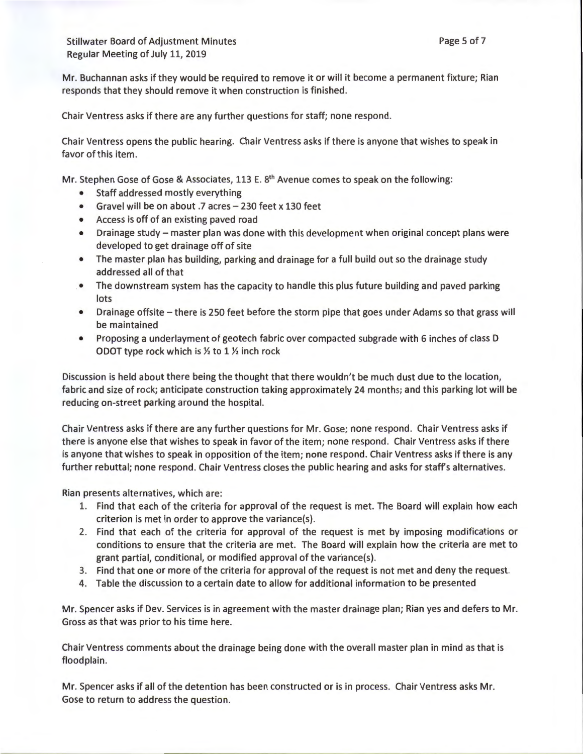Mr. Buchannan asks if they would be required to remove it or will it become a permanent fixture; Rian responds that they should remove it when construction is finished.

Chair Ventress asks if there are any further questions for staff; none respond.

Chair Ventress opens the public hearing. Chair Ventress asks if there is anyone that wishes to speak in favor of this item.

Mr. Stephen Gose of Gose & Associates, 113 E. 8th Avenue comes to speak on the following:

- Staff addressed mostly everything
- Gravel will be on about .7 acres – 230 feet x 130 feet
- Access is off of an existing paved road
- Drainage study – master plan was done with this development when original concept plans were developed to get drainage off of site
- The master plan has building, parking and drainage for a full build out so the drainage study addressed all of that
- The downstream system has the capacity to handle this plus future building and paved parking lots
- Drainage offsite – there is 250 feet before the storm pipe that goes under Adams so that grass will be maintained
- Proposing a underlayment of geotech fabric over compacted subgrade with 6 inches of class D ODOT type rock which is ½ to 1 ½ inch rock

Discussion is held about there being the thought that there wouldn't be much dust due to the location, fabric and size of rock; anticipate construction taking approximately 24 months; and this parking lot will be reducing on-street parking around the hospital.

Chair Ventress asks if there are any further questions for Mr. Gose; none respond. Chair Ventress asks if there is anyone else that wishes to speak in favor of the item; none respond. Chair Ventress asks if there is anyone that wishes to speak in opposition of the item; none respond. Chair Ventress asks if there is any further rebuttal; none respond. Chair Ventress closes the public hearing and asks for staff's alternatives.

Rian presents alternatives, which are:

1. Find that each of the criteria for approval of the request is met. The Board will explain how each criterion is met in order to approve the variance(s).
2. Find that each of the criteria for approval of the request is met by imposing modifications or conditions to ensure that the criteria are met. The Board will explain how the criteria are met to grant partial, conditional, or modified approval of the variance(s).
3. Find that one or more of the criteria for approval of the request is not met and deny the request.
4. Table the discussion to a certain date to allow for additional information to be presented

Mr. Spencer asks if Dev. Services is in agreement with the master drainage plan; Rian yes and defers to Mr. Gross as that was prior to his time here.

Chair Ventress comments about the drainage being done with the overall master plan in mind as that is floodplain.

Mr. Spencer asks if all of the detention has been constructed or is in process. Chair Ventress asks Mr. Gose to return to address the question.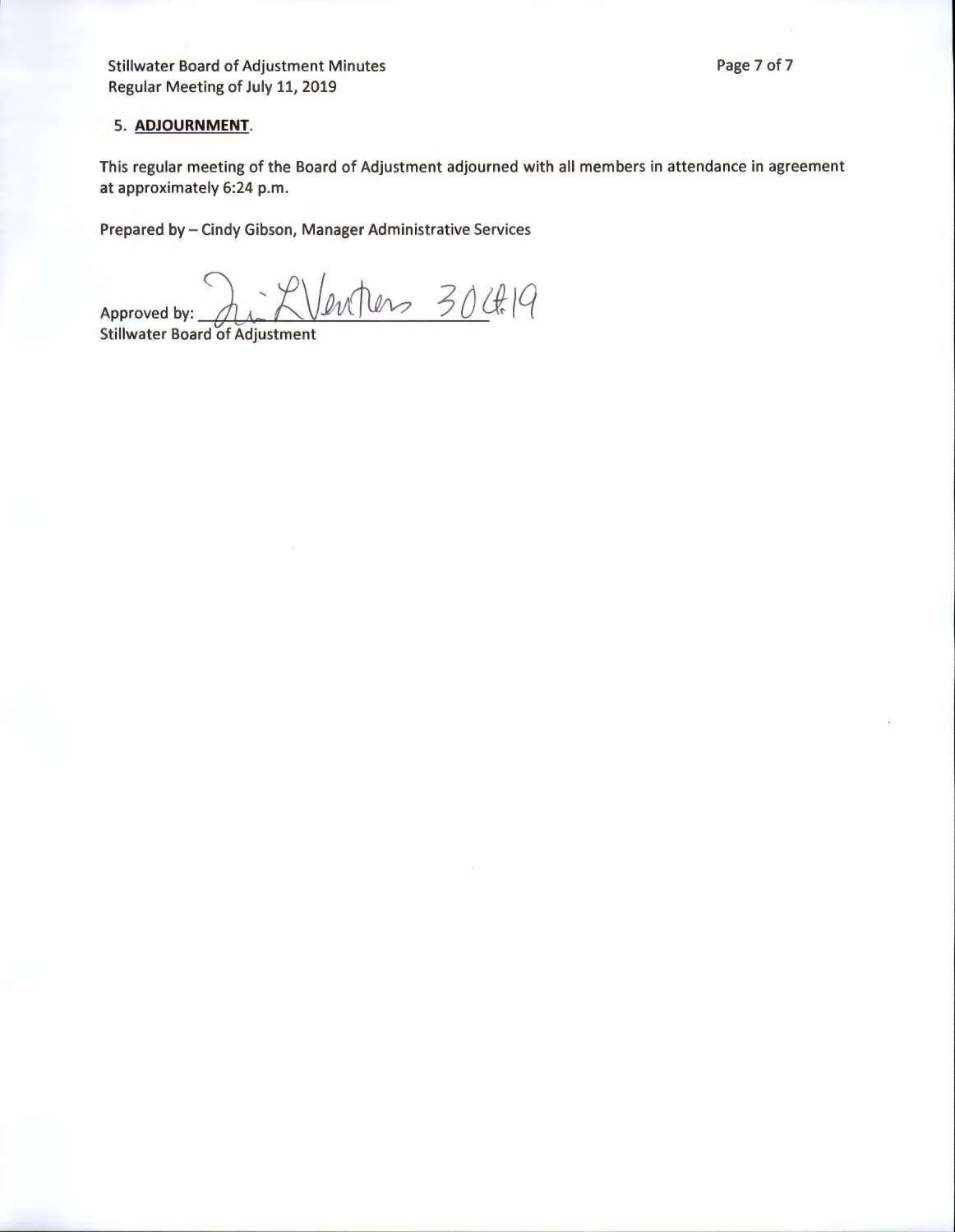5. **ADJOURNMENT**.

This regular meeting of the Board of Adjustment adjourned with all members in attendance in agreement at approximately 6:24 p.m.

Prepared by – Cindy Gibson, Manager Administrative Services

Approved by: _______________

Stillwater Board of Adjustment